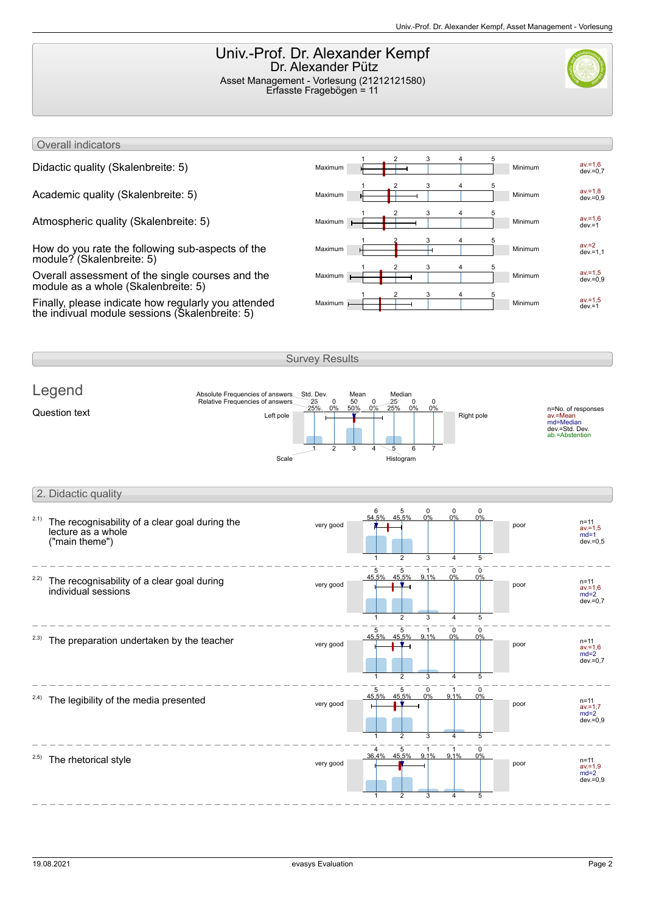# Univ.-Prof. Dr. Alexander Kempf
## Dr. Alexander Pütz

Asset Management - Vorlesung (21212121580)
Erfasste Fragebögen = 11

## Overall indicators

| Indicator | Left pole | Right pole | Values |
|---|---|---|---|
| Didactic quality (Skalenbreite: 5) | Maximum | Minimum | av.=1,6 dev.=0,7 |
| Academic quality (Skalenbreite: 5) | Maximum | Minimum | av.=1,8 dev.=0,9 |
| Atmospheric quality (Skalenbreite: 5) | Maximum | Minimum | av.=1,6 dev.=1 |
| How do you rate the following sub-aspects of the module? (Skalenbreite: 5) | Maximum | Minimum | av.=2 dev.=1,1 |
| Overall assessment of the single courses and the module as a whole (Skalenbreite: 5) | Maximum | Minimum | av.=1,5 dev.=0,9 |
| Finally, please indicate how regularly you attended the indivual module sessions (Skalenbreite: 5) | Maximum | Minimum | av.=1,5 dev.=1 |

## Survey Results

### Legend

Question text

Absolute Frequencies of answers: 25, 0, 50, 0, 25, 0, 0
Relative Frequencies of answers: 25%, 0%, 50%, 0%, 25%, 0%, 0%

Std. Dev. — Mean — Median — Left pole — Right pole — Scale (1–7) — Histogram

n=No. of responses
av.=Mean
md=Median
dev.=Std. Dev.
ab.=Abstention

## 2. Didactic quality

| Question | Left pole | 1 | 2 | 3 | 4 | 5 | Right pole | Statistics |
|---|---|---|---|---|---|---|---|---|
| 2.1) The recognisability of a clear goal during the lecture as a whole ("main theme") | very good | 6 (54,5%) | 5 (45,5%) | 0 (0%) | 0 (0%) | 0 (0%) | poor | n=11, av.=1,5, md=1, dev.=0,5 |
| 2.2) The recognisability of a clear goal during individual sessions | very good | 5 (45,5%) | 5 (45,5%) | 1 (9,1%) | 0 (0%) | 0 (0%) | poor | n=11, av.=1,6, md=2, dev.=0,7 |
| 2.3) The preparation undertaken by the teacher | very good | 5 (45,5%) | 5 (45,5%) | 1 (9,1%) | 0 (0%) | 0 (0%) | poor | n=11, av.=1,6, md=2, dev.=0,7 |
| 2.4) The legibility of the media presented | very good | 5 (45,5%) | 5 (45,5%) | 0 (0%) | 1 (9,1%) | 0 (0%) | poor | n=11, av.=1,7, md=2, dev.=0,9 |
| 2.5) The rhetorical style | very good | 4 (36,4%) | 5 (45,5%) | 1 (9,1%) | 1 (9,1%) | 0 (0%) | poor | n=11, av.=1,9, md=2, dev.=0,9 |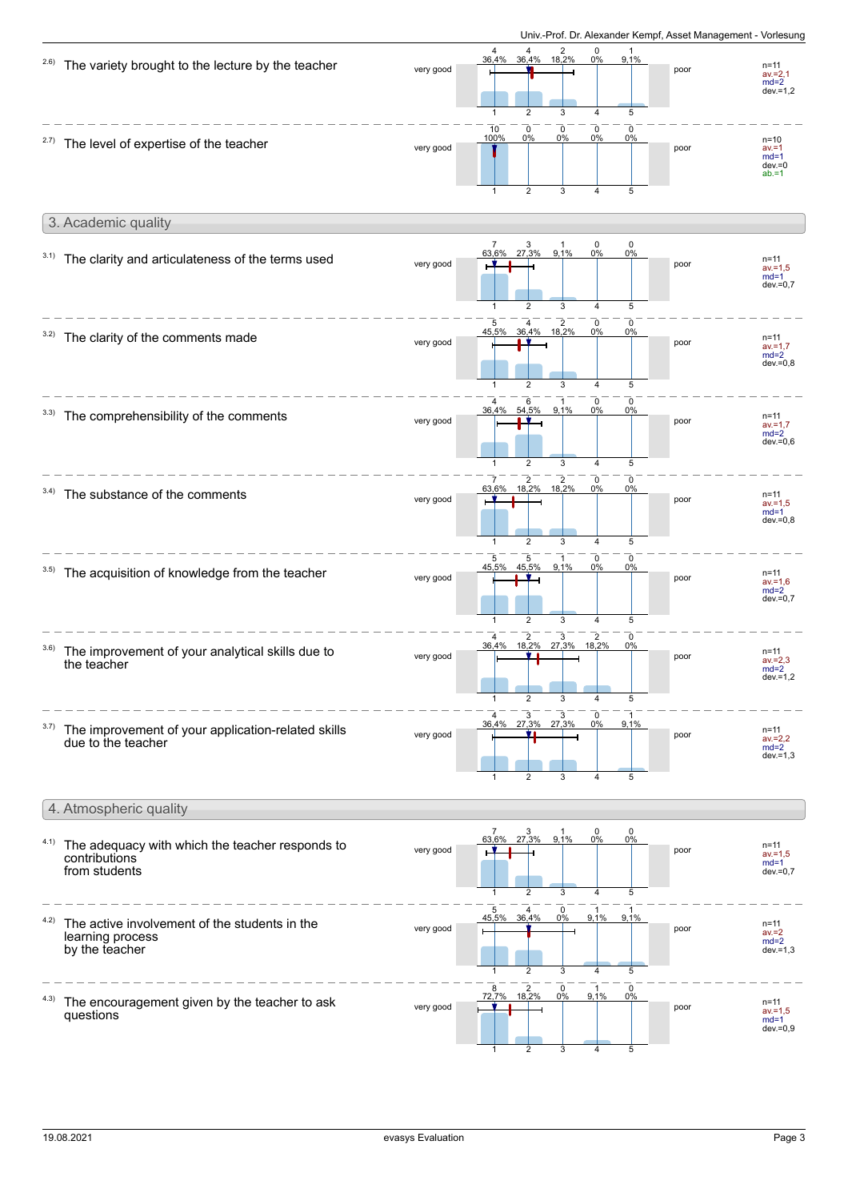2.6) The variety brought to the lecture by the teacher

| | 1 | 2 | 3 | 4 | 5 | |
|---|---|---|---|---|---|---|
| very good | 4 (36,4%) | 4 (36,4%) | 2 (18,2%) | 0 (0%) | 1 (9,1%) | poor |

n=11, av.=2,1, md=2, dev.=1,2

2.7) The level of expertise of the teacher

| | 1 | 2 | 3 | 4 | 5 | |
|---|---|---|---|---|---|---|
| very good | 10 (100%) | 0 (0%) | 0 (0%) | 0 (0%) | 0 (0%) | poor |

n=10, av.=1, md=1, dev.=0, ab.=1

## 3. Academic quality

3.1) The clarity and articulateness of the terms used

| | 1 | 2 | 3 | 4 | 5 | |
|---|---|---|---|---|---|---|
| very good | 7 (63,6%) | 3 (27,3%) | 1 (9,1%) | 0 (0%) | 0 (0%) | poor |

n=11, av.=1,5, md=1, dev.=0,7

3.2) The clarity of the comments made

| | 1 | 2 | 3 | 4 | 5 | |
|---|---|---|---|---|---|---|
| very good | 5 (45,5%) | 4 (36,4%) | 2 (18,2%) | 0 (0%) | 0 (0%) | poor |

n=11, av.=1,7, md=2, dev.=0,8

3.3) The comprehensibility of the comments

| | 1 | 2 | 3 | 4 | 5 | |
|---|---|---|---|---|---|---|
| very good | 4 (36,4%) | 6 (54,5%) | 1 (9,1%) | 0 (0%) | 0 (0%) | poor |

n=11, av.=1,7, md=2, dev.=0,6

3.4) The substance of the comments

| | 1 | 2 | 3 | 4 | 5 | |
|---|---|---|---|---|---|---|
| very good | 7 (63,6%) | 2 (18,2%) | 2 (18,2%) | 0 (0%) | 0 (0%) | poor |

n=11, av.=1,5, md=1, dev.=0,8

3.5) The acquisition of knowledge from the teacher

| | 1 | 2 | 3 | 4 | 5 | |
|---|---|---|---|---|---|---|
| very good | 5 (45,5%) | 5 (45,5%) | 1 (9,1%) | 0 (0%) | 0 (0%) | poor |

n=11, av.=1,6, md=2, dev.=0,7

3.6) The improvement of your analytical skills due to the teacher

| | 1 | 2 | 3 | 4 | 5 | |
|---|---|---|---|---|---|---|
| very good | 4 (36,4%) | 2 (18,2%) | 3 (27,3%) | 2 (18,2%) | 0 (0%) | poor |

n=11, av.=2,3, md=2, dev.=1,2

3.7) The improvement of your application-related skills due to the teacher

| | 1 | 2 | 3 | 4 | 5 | |
|---|---|---|---|---|---|---|
| very good | 4 (36,4%) | 3 (27,3%) | 3 (27,3%) | 0 (0%) | 1 (9,1%) | poor |

n=11, av.=2,2, md=2, dev.=1,3

## 4. Atmospheric quality

4.1) The adequacy with which the teacher responds to contributions from students

| | 1 | 2 | 3 | 4 | 5 | |
|---|---|---|---|---|---|---|
| very good | 7 (63,6%) | 3 (27,3%) | 1 (9,1%) | 0 (0%) | 0 (0%) | poor |

n=11, av.=1,5, md=1, dev.=0,7

4.2) The active involvement of the students in the learning process by the teacher

| | 1 | 2 | 3 | 4 | 5 | |
|---|---|---|---|---|---|---|
| very good | 5 (45,5%) | 4 (36,4%) | 0 (0%) | 1 (9,1%) | 1 (9,1%) | poor |

n=11, av.=2, md=2, dev.=1,3

4.3) The encouragement given by the teacher to ask questions

| | 1 | 2 | 3 | 4 | 5 | |
|---|---|---|---|---|---|---|
| very good | 8 (72,7%) | 2 (18,2%) | 0 (0%) | 1 (9,1%) | 0 (0%) | poor |

n=11, av.=1,5, md=1, dev.=0,9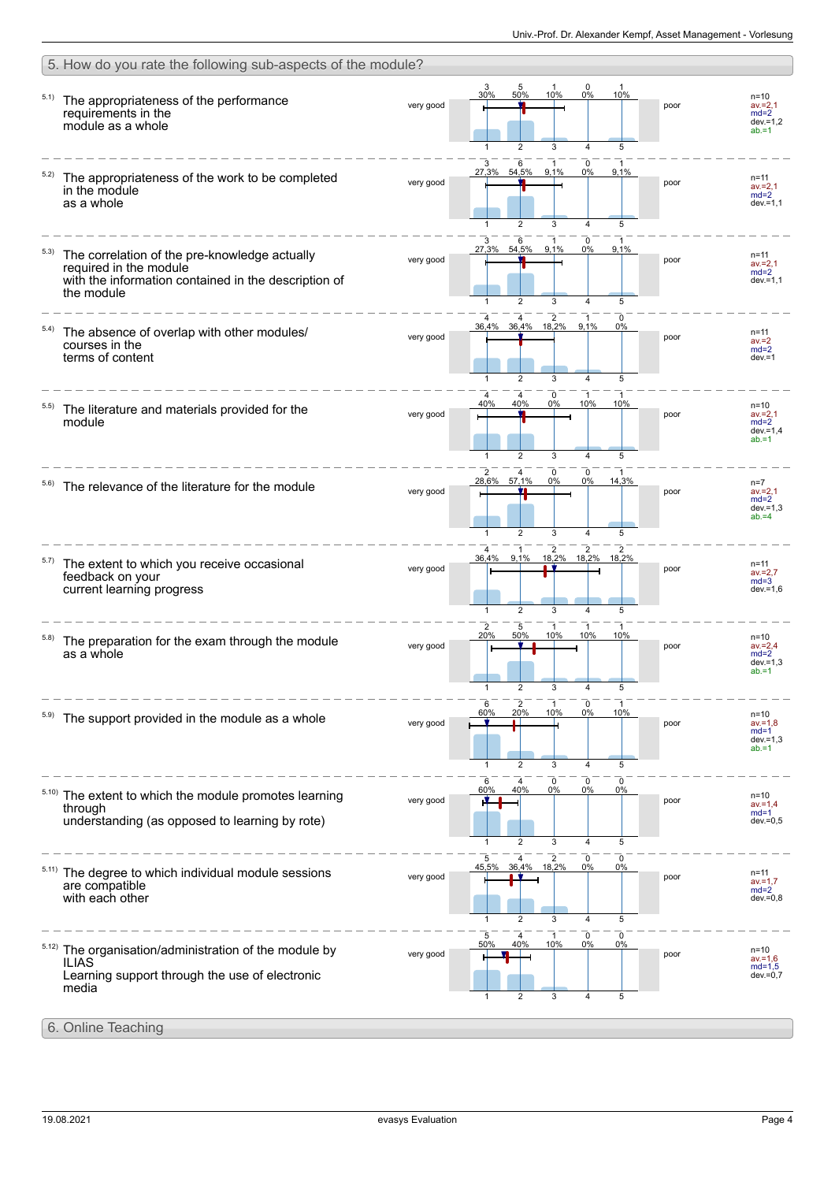## 5. How do you rate the following sub-aspects of the module?

Scale: 1 = very good … 5 = poor

| Item | 1 | 2 | 3 | 4 | 5 | Statistics |
|---|---|---|---|---|---|---|
| 5.1) The appropriateness of the performance requirements in the module as a whole | 3 (30%) | 5 (50%) | 1 (10%) | 0 (0%) | 1 (10%) | n=10, av.=2,1, md=2, dev.=1,2, ab.=1 |
| 5.2) The appropriateness of the work to be completed in the module as a whole | 3 (27,3%) | 6 (54,5%) | 1 (9,1%) | 0 (0%) | 1 (9,1%) | n=11, av.=2,1, md=2, dev.=1,1 |
| 5.3) The correlation of the pre-knowledge actually required in the module with the information contained in the description of the module | 3 (27,3%) | 6 (54,5%) | 1 (9,1%) | 0 (0%) | 1 (9,1%) | n=11, av.=2,1, md=2, dev.=1,1 |
| 5.4) The absence of overlap with other modules/ courses in the terms of content | 4 (36,4%) | 4 (36,4%) | 2 (18,2%) | 1 (9,1%) | 0 (0%) | n=11, av.=2, md=2, dev.=1 |
| 5.5) The literature and materials provided for the module | 4 (40%) | 4 (40%) | 0 (0%) | 1 (10%) | 1 (10%) | n=10, av.=2,1, md=2, dev.=1,4, ab.=1 |
| 5.6) The relevance of the literature for the module | 2 (28,6%) | 4 (57,1%) | 0 (0%) | 0 (0%) | 1 (14,3%) | n=7, av.=2,1, md=2, dev.=1,3, ab.=4 |
| 5.7) The extent to which you receive occasional feedback on your current learning progress | 4 (36,4%) | 1 (9,1%) | 2 (18,2%) | 2 (18,2%) | 2 (18,2%) | n=11, av.=2,7, md=3, dev.=1,6 |
| 5.8) The preparation for the exam through the module as a whole | 2 (20%) | 5 (50%) | 1 (10%) | 1 (10%) | 1 (10%) | n=10, av.=2,4, md=2, dev.=1,3, ab.=1 |
| 5.9) The support provided in the module as a whole | 6 (60%) | 2 (20%) | 1 (10%) | 0 (0%) | 1 (10%) | n=10, av.=1,8, md=1, dev.=1,3, ab.=1 |
| 5.10) The extent to which the module promotes learning through understanding (as opposed to learning by rote) | 6 (60%) | 4 (40%) | 0 (0%) | 0 (0%) | 0 (0%) | n=10, av.=1,4, md=1, dev.=0,5 |
| 5.11) The degree to which individual module sessions are compatible with each other | 5 (45,5%) | 4 (36,4%) | 2 (18,2%) | 0 (0%) | 0 (0%) | n=11, av.=1,7, md=2, dev.=0,8 |
| 5.12) The organisation/administration of the module by ILIAS Learning support through the use of electronic media | 5 (50%) | 4 (40%) | 1 (10%) | 0 (0%) | 0 (0%) | n=10, av.=1,6, md=1,5, dev.=0,7 |

## 6. Online Teaching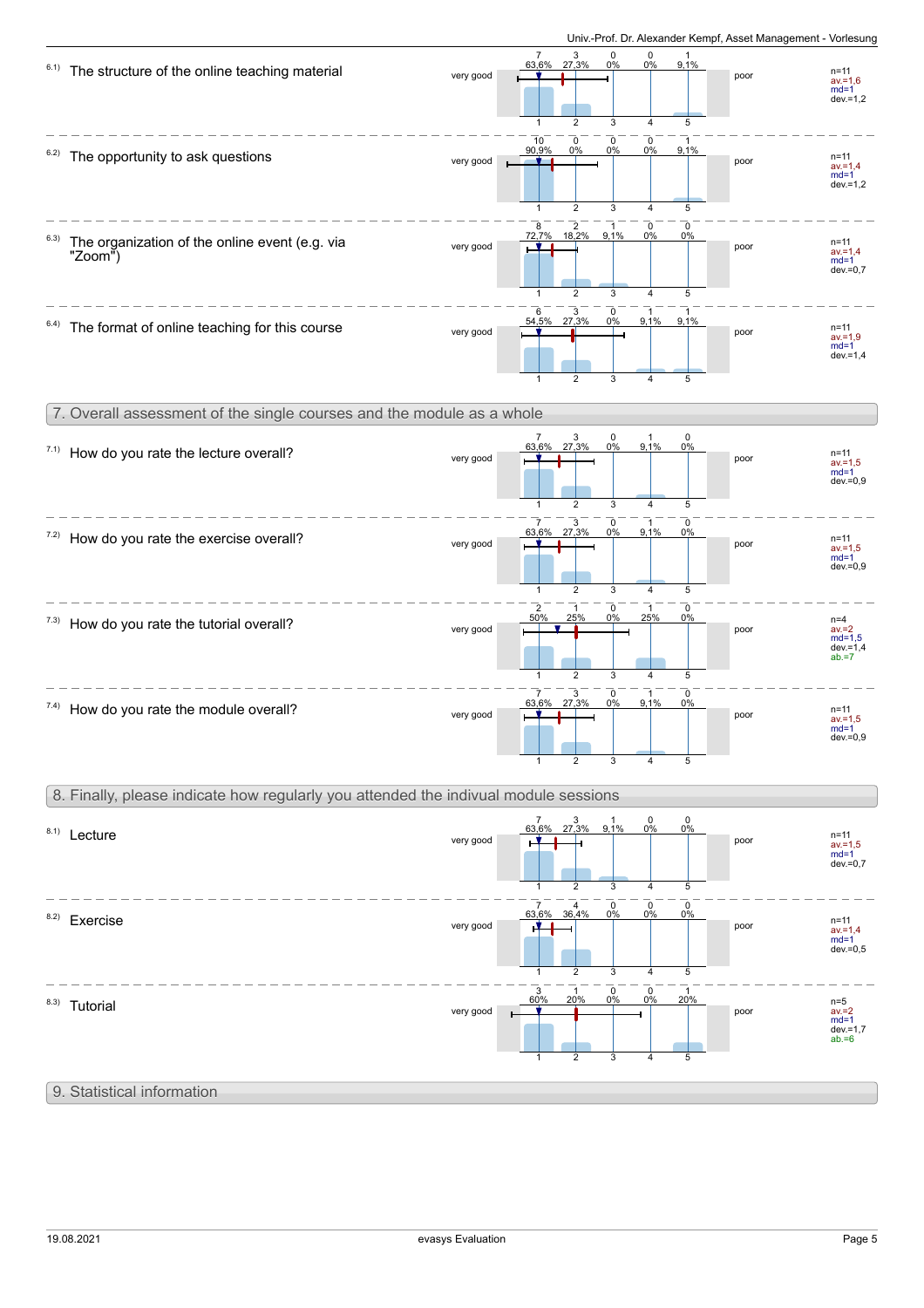6.1) The structure of the online teaching material

| very good | 1 | 2 | 3 | 4 | 5 | poor | |
|---|---|---|---|---|---|---|---|
| | 7 (63,6%) | 3 (27,3%) | 0 (0%) | 0 (0%) | 1 (9,1%) | | n=11, av.=1,6, md=1, dev.=1,2 |

6.2) The opportunity to ask questions

| very good | 1 | 2 | 3 | 4 | 5 | poor | |
|---|---|---|---|---|---|---|---|
| | 10 (90,9%) | 0 (0%) | 0 (0%) | 0 (0%) | 1 (9,1%) | | n=11, av.=1,4, md=1, dev.=1,2 |

6.3) The organization of the online event (e.g. via "Zoom")

| very good | 1 | 2 | 3 | 4 | 5 | poor | |
|---|---|---|---|---|---|---|---|
| | 8 (72,7%) | 2 (18,2%) | 1 (9,1%) | 0 (0%) | 0 (0%) | | n=11, av.=1,4, md=1, dev.=0,7 |

6.4) The format of online teaching for this course

| very good | 1 | 2 | 3 | 4 | 5 | poor | |
|---|---|---|---|---|---|---|---|
| | 6 (54,5%) | 3 (27,3%) | 0 (0%) | 1 (9,1%) | 1 (9,1%) | | n=11, av.=1,9, md=1, dev.=1,4 |

## 7. Overall assessment of the single courses and the module as a whole

7.1) How do you rate the lecture overall?

| very good | 1 | 2 | 3 | 4 | 5 | poor | |
|---|---|---|---|---|---|---|---|
| | 7 (63,6%) | 3 (27,3%) | 0 (0%) | 1 (9,1%) | 0 (0%) | | n=11, av.=1,5, md=1, dev.=0,9 |

7.2) How do you rate the exercise overall?

| very good | 1 | 2 | 3 | 4 | 5 | poor | |
|---|---|---|---|---|---|---|---|
| | 7 (63,6%) | 3 (27,3%) | 0 (0%) | 1 (9,1%) | 0 (0%) | | n=11, av.=1,5, md=1, dev.=0,9 |

7.3) How do you rate the tutorial overall?

| very good | 1 | 2 | 3 | 4 | 5 | poor | |
|---|---|---|---|---|---|---|---|
| | 2 (50%) | 1 (25%) | 0 (0%) | 1 (25%) | 0 (0%) | | n=4, av.=2, md=1,5, dev.=1,4, ab.=7 |

7.4) How do you rate the module overall?

| very good | 1 | 2 | 3 | 4 | 5 | poor | |
|---|---|---|---|---|---|---|---|
| | 7 (63,6%) | 3 (27,3%) | 0 (0%) | 1 (9,1%) | 0 (0%) | | n=11, av.=1,5, md=1, dev.=0,9 |

## 8. Finally, please indicate how regularly you attended the indivual module sessions

8.1) Lecture

| very good | 1 | 2 | 3 | 4 | 5 | poor | |
|---|---|---|---|---|---|---|---|
| | 7 (63,6%) | 3 (27,3%) | 1 (9,1%) | 0 (0%) | 0 (0%) | | n=11, av.=1,5, md=1, dev.=0,7 |

8.2) Exercise

| very good | 1 | 2 | 3 | 4 | 5 | poor | |
|---|---|---|---|---|---|---|---|
| | 7 (63,6%) | 4 (36,4%) | 0 (0%) | 0 (0%) | 0 (0%) | | n=11, av.=1,4, md=1, dev.=0,5 |

8.3) Tutorial

| very good | 1 | 2 | 3 | 4 | 5 | poor | |
|---|---|---|---|---|---|---|---|
| | 3 (60%) | 1 (20%) | 0 (0%) | 0 (0%) | 1 (20%) | | n=5, av.=2, md=1, dev.=1,7, ab.=6 |

## 9. Statistical information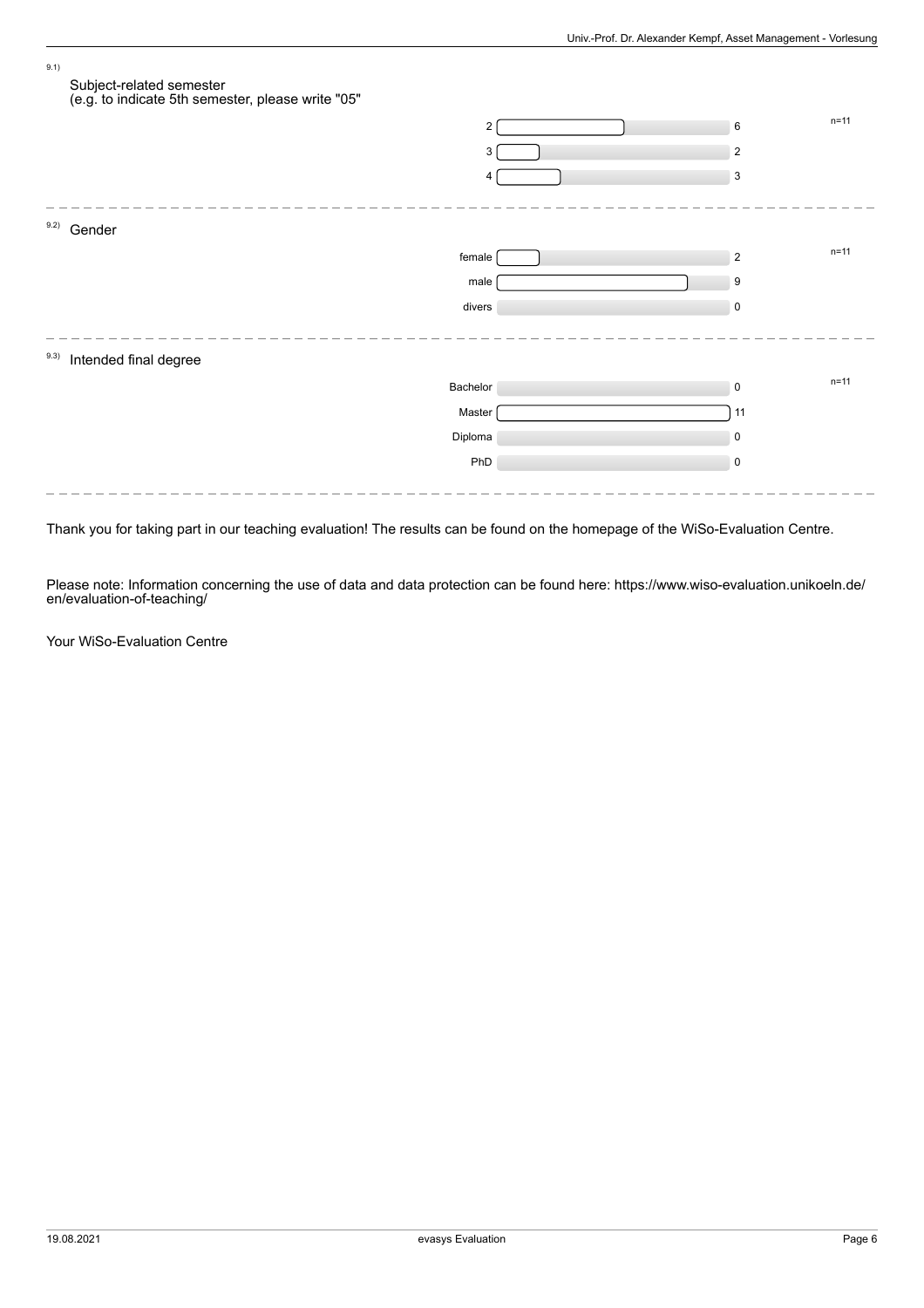9.1) Subject-related semester
(e.g. to indicate 5th semester, please write "05"

2 6
3 2
4 3
n=11

9.2) Gender

female 2
male 9
divers 0
n=11

9.3) Intended final degree

Bachelor 0
Master 11
Diploma 0
PhD 0
n=11

Thank you for taking part in our teaching evaluation! The results can be found on the homepage of the WiSo-Evaluation Centre.

Please note: Information concerning the use of data and data protection can be found here: https://www.wiso-evaluation.unikoeln.de/en/evaluation-of-teaching/

Your WiSo-Evaluation Centre